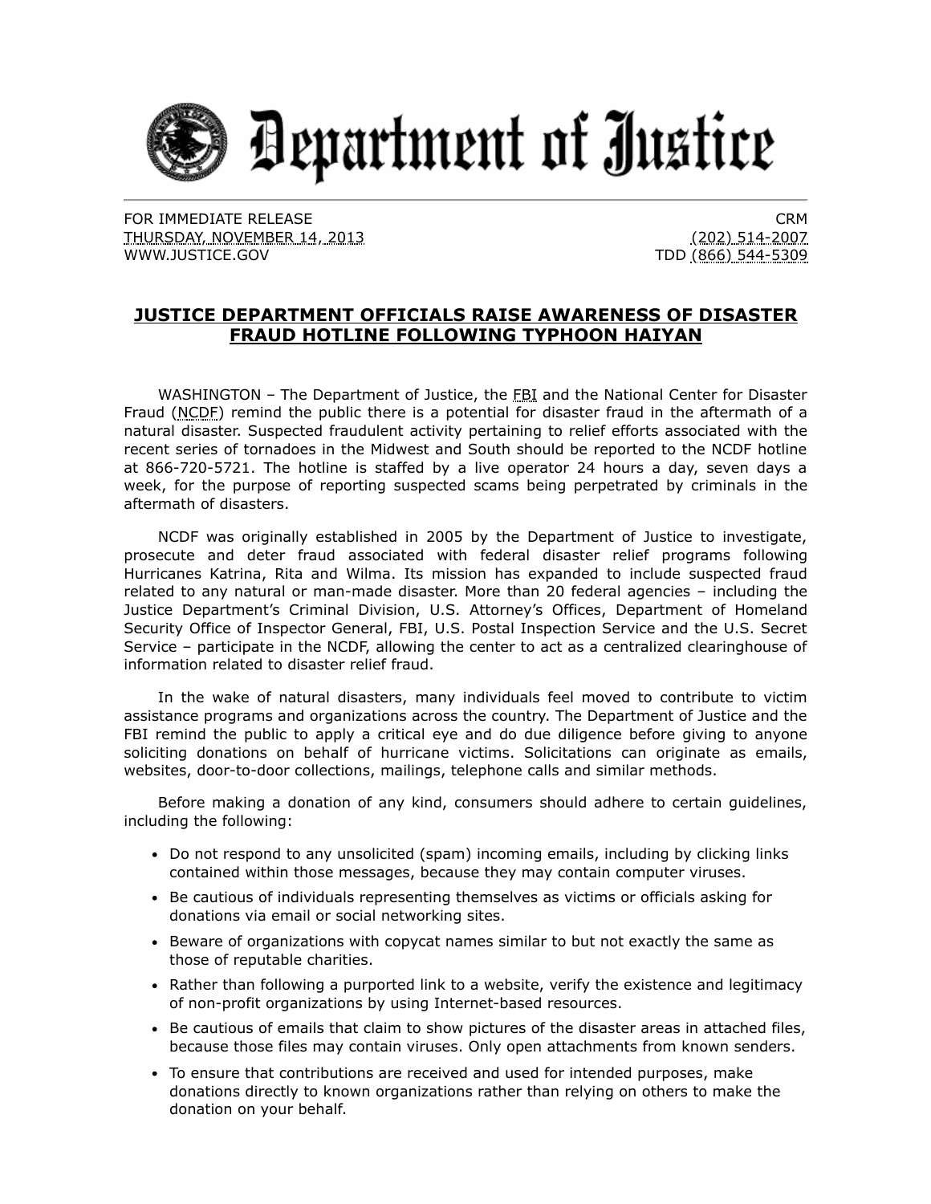# Department of Justice

FOR IMMEDIATE RELEASE
THURSDAY, NOVEMBER 14, 2013
WWW.JUSTICE.GOV

CRM
(202) 514-2007
TDD (866) 544-5309

## JUSTICE DEPARTMENT OFFICIALS RAISE AWARENESS OF DISASTER FRAUD HOTLINE FOLLOWING TYPHOON HAIYAN

WASHINGTON – The Department of Justice, the FBI and the National Center for Disaster Fraud (NCDF) remind the public there is a potential for disaster fraud in the aftermath of a natural disaster. Suspected fraudulent activity pertaining to relief efforts associated with the recent series of tornadoes in the Midwest and South should be reported to the NCDF hotline at 866-720-5721. The hotline is staffed by a live operator 24 hours a day, seven days a week, for the purpose of reporting suspected scams being perpetrated by criminals in the aftermath of disasters.

NCDF was originally established in 2005 by the Department of Justice to investigate, prosecute and deter fraud associated with federal disaster relief programs following Hurricanes Katrina, Rita and Wilma. Its mission has expanded to include suspected fraud related to any natural or man-made disaster. More than 20 federal agencies – including the Justice Department's Criminal Division, U.S. Attorney's Offices, Department of Homeland Security Office of Inspector General, FBI, U.S. Postal Inspection Service and the U.S. Secret Service – participate in the NCDF, allowing the center to act as a centralized clearinghouse of information related to disaster relief fraud.

In the wake of natural disasters, many individuals feel moved to contribute to victim assistance programs and organizations across the country. The Department of Justice and the FBI remind the public to apply a critical eye and do due diligence before giving to anyone soliciting donations on behalf of hurricane victims. Solicitations can originate as emails, websites, door-to-door collections, mailings, telephone calls and similar methods.

Before making a donation of any kind, consumers should adhere to certain guidelines, including the following:

- Do not respond to any unsolicited (spam) incoming emails, including by clicking links contained within those messages, because they may contain computer viruses.
- Be cautious of individuals representing themselves as victims or officials asking for donations via email or social networking sites.
- Beware of organizations with copycat names similar to but not exactly the same as those of reputable charities.
- Rather than following a purported link to a website, verify the existence and legitimacy of non-profit organizations by using Internet-based resources.
- Be cautious of emails that claim to show pictures of the disaster areas in attached files, because those files may contain viruses. Only open attachments from known senders.
- To ensure that contributions are received and used for intended purposes, make donations directly to known organizations rather than relying on others to make the donation on your behalf.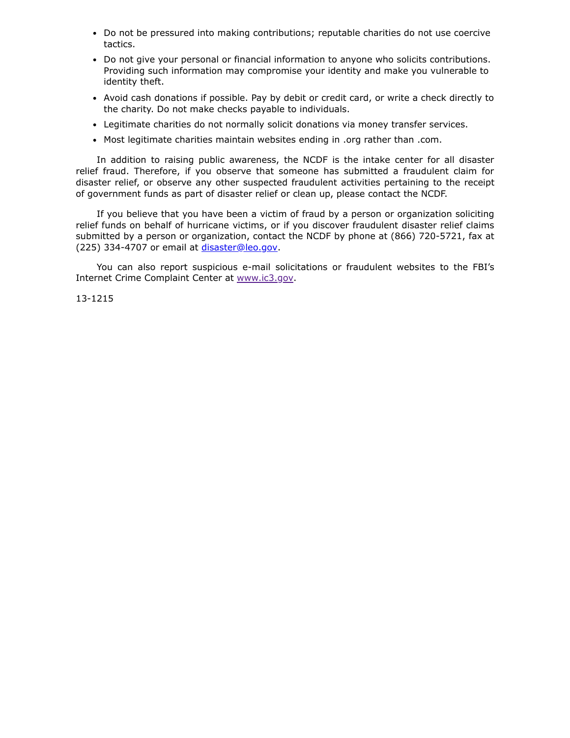- Do not be pressured into making contributions; reputable charities do not use coercive tactics.
- Do not give your personal or financial information to anyone who solicits contributions. Providing such information may compromise your identity and make you vulnerable to identity theft.
- Avoid cash donations if possible. Pay by debit or credit card, or write a check directly to the charity. Do not make checks payable to individuals.
- Legitimate charities do not normally solicit donations via money transfer services.
- Most legitimate charities maintain websites ending in .org rather than .com.

In addition to raising public awareness, the NCDF is the intake center for all disaster relief fraud. Therefore, if you observe that someone has submitted a fraudulent claim for disaster relief, or observe any other suspected fraudulent activities pertaining to the receipt of government funds as part of disaster relief or clean up, please contact the NCDF.

If you believe that you have been a victim of fraud by a person or organization soliciting relief funds on behalf of hurricane victims, or if you discover fraudulent disaster relief claims submitted by a person or organization, contact the NCDF by phone at (866) 720-5721, fax at (225) 334-4707 or email at [disaster@leo.gov](mailto:disaster@leo.gov).

You can also report suspicious e-mail solicitations or fraudulent websites to the FBI's Internet Crime Complaint Center at [www.ic3.gov](http://www.ic3.gov).

13-1215